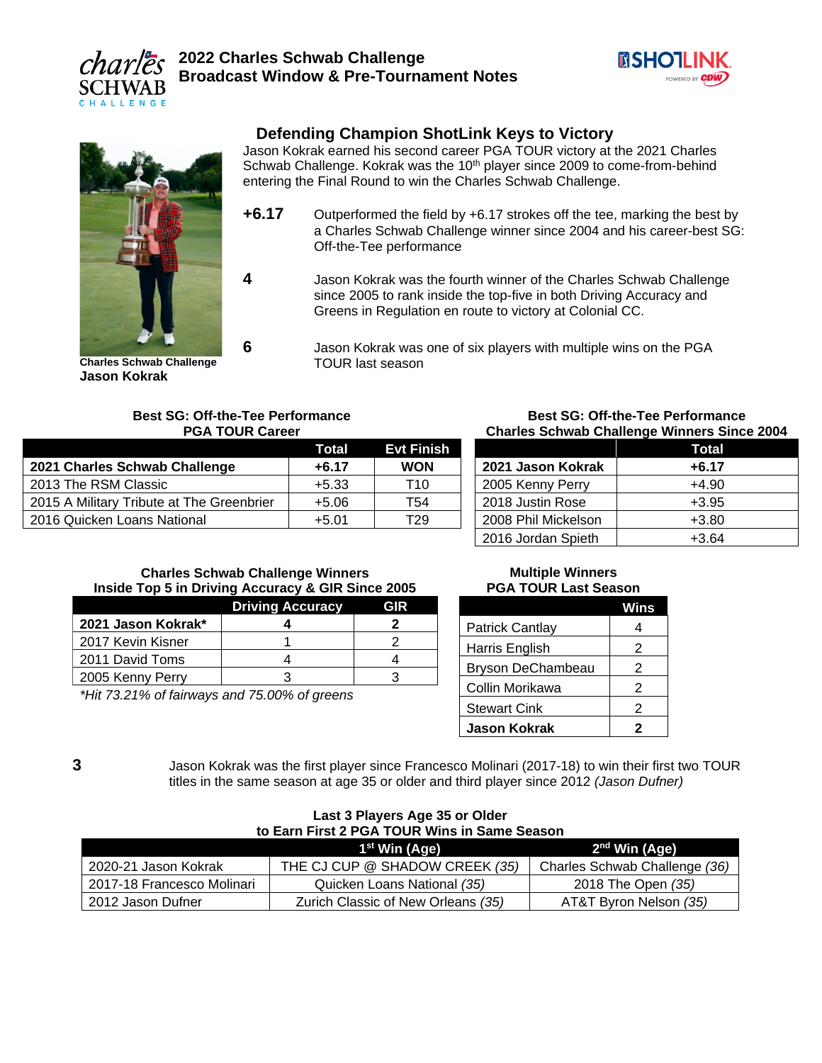# 2022 Charles Schwab Challenge
## Broadcast Window & Pre-Tournament Notes

## Defending Champion ShotLink Keys to Victory

Jason Kokrak earned his second career PGA TOUR victory at the 2021 Charles Schwab Challenge. Kokrak was the 10th player since 2009 to come-from-behind entering the Final Round to win the Charles Schwab Challenge.

**+6.17** Outperformed the field by +6.17 strokes off the tee, marking the best by a Charles Schwab Challenge winner since 2004 and his career-best SG: Off-the-Tee performance

**4** Jason Kokrak was the fourth winner of the Charles Schwab Challenge since 2005 to rank inside the top-five in both Driving Accuracy and Greens in Regulation en route to victory at Colonial CC.

**6** Jason Kokrak was one of six players with multiple wins on the PGA TOUR last season

**Charles Schwab Challenge**
**Jason Kokrak**

**Best SG: Off-the-Tee Performance**
**PGA TOUR Career**

| | Total | Evt Finish |
|---|---|---|
| **2021 Charles Schwab Challenge** | **+6.17** | **WON** |
| 2013 The RSM Classic | +5.33 | T10 |
| 2015 A Military Tribute at The Greenbrier | +5.06 | T54 |
| 2016 Quicken Loans National | +5.01 | T29 |

**Best SG: Off-the-Tee Performance**
**Charles Schwab Challenge Winners Since 2004**

| | Total |
|---|---|
| **2021 Jason Kokrak** | **+6.17** |
| 2005 Kenny Perry | +4.90 |
| 2018 Justin Rose | +3.95 |
| 2008 Phil Mickelson | +3.80 |
| 2016 Jordan Spieth | +3.64 |

**Charles Schwab Challenge Winners**
**Inside Top 5 in Driving Accuracy & GIR Since 2005**

| | Driving Accuracy | GIR |
|---|---|---|
| **2021 Jason Kokrak*** | **4** | **2** |
| 2017 Kevin Kisner | 1 | 2 |
| 2011 David Toms | 4 | 4 |
| 2005 Kenny Perry | 3 | 3 |

*\*Hit 73.21% of fairways and 75.00% of greens*

**Multiple Winners**
**PGA TOUR Last Season**

| | Wins |
|---|---|
| Patrick Cantlay | 4 |
| Harris English | 2 |
| Bryson DeChambeau | 2 |
| Collin Morikawa | 2 |
| Stewart Cink | 2 |
| **Jason Kokrak** | **2** |

**3** Jason Kokrak was the first player since Francesco Molinari (2017-18) to win their first two TOUR titles in the same season at age 35 or older and third player since 2012 *(Jason Dufner)*

**Last 3 Players Age 35 or Older**
**to Earn First 2 PGA TOUR Wins in Same Season**

| | 1st Win (Age) | 2nd Win (Age) |
|---|---|---|
| 2020-21 Jason Kokrak | THE CJ CUP @ SHADOW CREEK *(35)* | Charles Schwab Challenge *(36)* |
| 2017-18 Francesco Molinari | Quicken Loans National *(35)* | 2018 The Open *(35)* |
| 2012 Jason Dufner | Zurich Classic of New Orleans *(35)* | AT&T Byron Nelson *(35)* |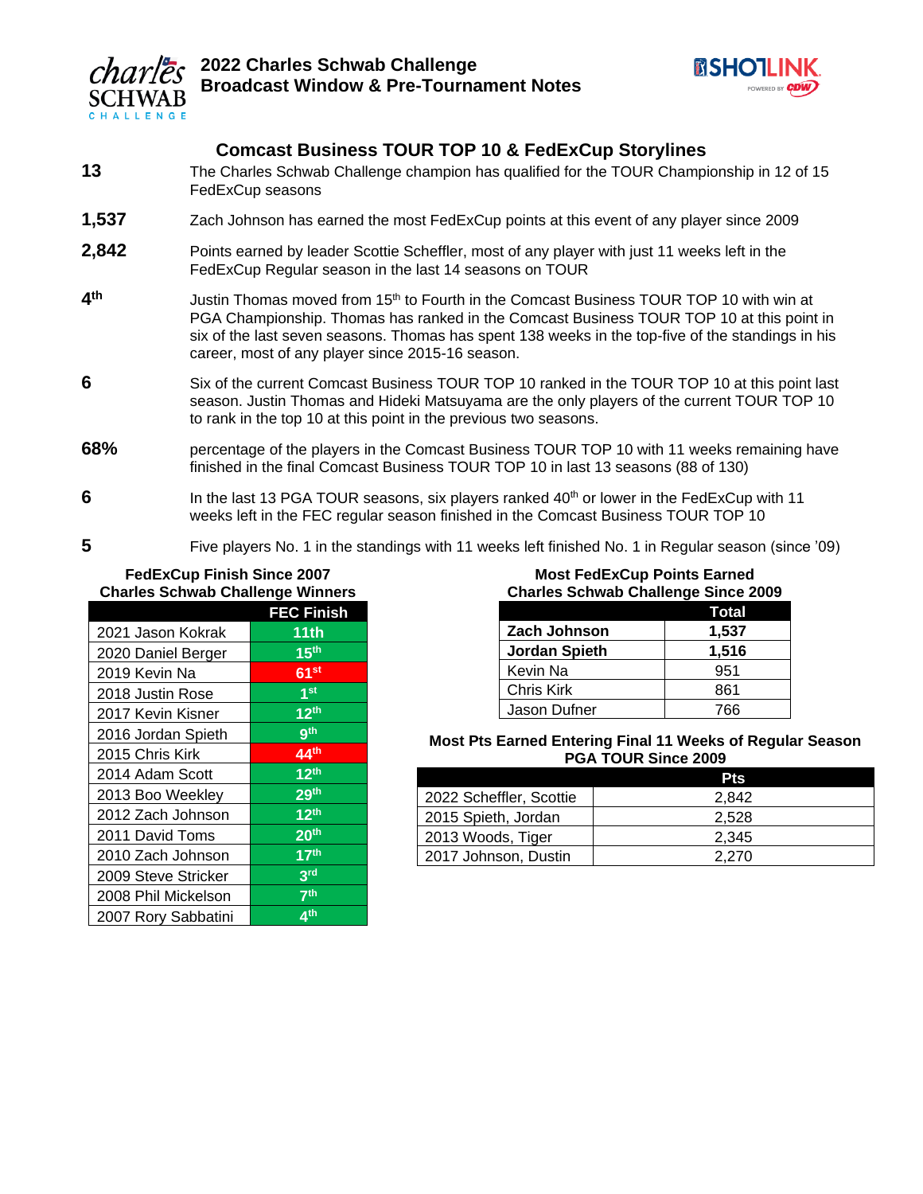# 2022 Charles Schwab Challenge
## Broadcast Window & Pre-Tournament Notes

### Comcast Business TOUR TOP 10 & FedExCup Storylines

**13** The Charles Schwab Challenge champion has qualified for the TOUR Championship in 12 of 15 FedExCup seasons

**1,537** Zach Johnson has earned the most FedExCup points at this event of any player since 2009

**2,842** Points earned by leader Scottie Scheffler, most of any player with just 11 weeks left in the FedExCup Regular season in the last 14 seasons on TOUR

**4th** Justin Thomas moved from 15th to Fourth in the Comcast Business TOUR TOP 10 with win at PGA Championship. Thomas has ranked in the Comcast Business TOUR TOP 10 at this point in six of the last seven seasons. Thomas has spent 138 weeks in the top-five of the standings in his career, most of any player since 2015-16 season.

**6** Six of the current Comcast Business TOUR TOP 10 ranked in the TOUR TOP 10 at this point last season. Justin Thomas and Hideki Matsuyama are the only players of the current TOUR TOP 10 to rank in the top 10 at this point in the previous two seasons.

**68%** percentage of the players in the Comcast Business TOUR TOP 10 with 11 weeks remaining have finished in the final Comcast Business TOUR TOP 10 in last 13 seasons (88 of 130)

**6** In the last 13 PGA TOUR seasons, six players ranked 40th or lower in the FedExCup with 11 weeks left in the FEC regular season finished in the Comcast Business TOUR TOP 10

**5** Five players No. 1 in the standings with 11 weeks left finished No. 1 in Regular season (since ’09)

**FedExCup Finish Since 2007**
**Charles Schwab Challenge Winners**

| | FEC Finish |
|---|---|
| 2021 Jason Kokrak | 11th |
| 2020 Daniel Berger | 15th |
| 2019 Kevin Na | 61st |
| 2018 Justin Rose | 1st |
| 2017 Kevin Kisner | 12th |
| 2016 Jordan Spieth | 9th |
| 2015 Chris Kirk | 44th |
| 2014 Adam Scott | 12th |
| 2013 Boo Weekley | 29th |
| 2012 Zach Johnson | 12th |
| 2011 David Toms | 20th |
| 2010 Zach Johnson | 17th |
| 2009 Steve Stricker | 3rd |
| 2008 Phil Mickelson | 7th |
| 2007 Rory Sabbatini | 4th |

**Most FedExCup Points Earned**
**Charles Schwab Challenge Since 2009**

| | Total |
|---|---|
| **Zach Johnson** | **1,537** |
| **Jordan Spieth** | **1,516** |
| Kevin Na | 951 |
| Chris Kirk | 861 |
| Jason Dufner | 766 |

**Most Pts Earned Entering Final 11 Weeks of Regular Season**
**PGA TOUR Since 2009**

| | Pts |
|---|---|
| 2022 Scheffler, Scottie | 2,842 |
| 2015 Spieth, Jordan | 2,528 |
| 2013 Woods, Tiger | 2,345 |
| 2017 Johnson, Dustin | 2,270 |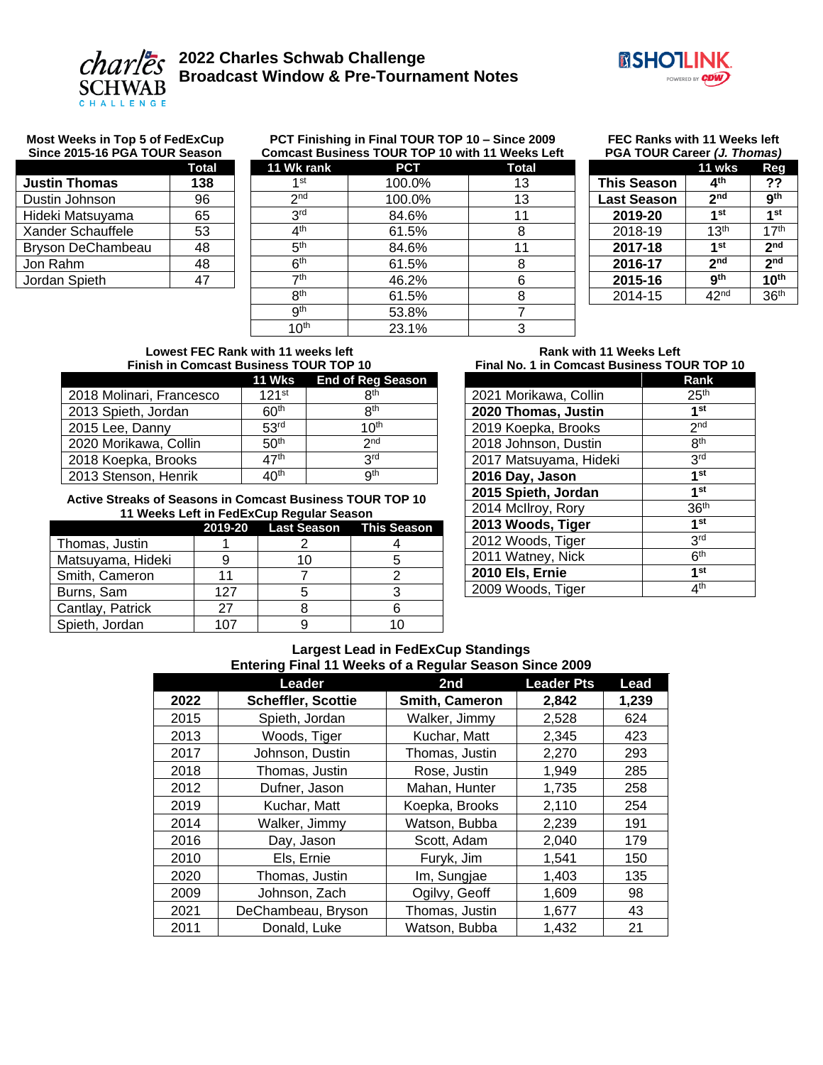# 2022 Charles Schwab Challenge
## Broadcast Window & Pre-Tournament Notes

**Most Weeks in Top 5 of FedExCup Since 2015-16 PGA TOUR Season**

| | Total |
|---|---|
| **Justin Thomas** | **138** |
| Dustin Johnson | 96 |
| Hideki Matsuyama | 65 |
| Xander Schauffele | 53 |
| Bryson DeChambeau | 48 |
| Jon Rahm | 48 |
| Jordan Spieth | 47 |

**PCT Finishing in Final TOUR TOP 10 – Since 2009 Comcast Business TOUR TOP 10 with 11 Weeks Left**

| 11 Wk rank | PCT | Total |
|---|---|---|
| 1st | 100.0% | 13 |
| 2nd | 100.0% | 13 |
| 3rd | 84.6% | 11 |
| 4th | 61.5% | 8 |
| 5th | 84.6% | 11 |
| 6th | 61.5% | 8 |
| 7th | 46.2% | 6 |
| 8th | 61.5% | 8 |
| 9th | 53.8% | 7 |
| 10th | 23.1% | 3 |

**FEC Ranks with 11 Weeks left PGA TOUR Career *(J. Thomas)***

| | 11 wks | Reg |
|---|---|---|
| **This Season** | **4th** | **??** |
| **Last Season** | **2nd** | **9th** |
| **2019-20** | **1st** | **1st** |
| 2018-19 | 13th | 17th |
| **2017-18** | **1st** | **2nd** |
| **2016-17** | **2nd** | **2nd** |
| **2015-16** | **9th** | **10th** |
| 2014-15 | 42nd | 36th |

**Lowest FEC Rank with 11 weeks left Finish in Comcast Business TOUR TOP 10**

| | 11 Wks | End of Reg Season |
|---|---|---|
| 2018 Molinari, Francesco | 121st | 8th |
| 2013 Spieth, Jordan | 60th | 8th |
| 2015 Lee, Danny | 53rd | 10th |
| 2020 Morikawa, Collin | 50th | 2nd |
| 2018 Koepka, Brooks | 47th | 3rd |
| 2013 Stenson, Henrik | 40th | 9th |

**Active Streaks of Seasons in Comcast Business TOUR TOP 10 11 Weeks Left in FedExCup Regular Season**

| | 2019-20 | Last Season | This Season |
|---|---|---|---|
| Thomas, Justin | 1 | 2 | 4 |
| Matsuyama, Hideki | 9 | 10 | 5 |
| Smith, Cameron | 11 | 7 | 2 |
| Burns, Sam | 127 | 5 | 3 |
| Cantlay, Patrick | 27 | 8 | 6 |
| Spieth, Jordan | 107 | 9 | 10 |

**Rank with 11 Weeks Left Final No. 1 in Comcast Business TOUR TOP 10**

| | Rank |
|---|---|
| 2021 Morikawa, Collin | 25th |
| **2020 Thomas, Justin** | **1st** |
| 2019 Koepka, Brooks | 2nd |
| 2018 Johnson, Dustin | 8th |
| 2017 Matsuyama, Hideki | 3rd |
| **2016 Day, Jason** | **1st** |
| **2015 Spieth, Jordan** | **1st** |
| 2014 McIlroy, Rory | 36th |
| **2013 Woods, Tiger** | **1st** |
| 2012 Woods, Tiger | 3rd |
| 2011 Watney, Nick | 6th |
| **2010 Els, Ernie** | **1st** |
| 2009 Woods, Tiger | 4th |

**Largest Lead in FedExCup Standings Entering Final 11 Weeks of a Regular Season Since 2009**

| | Leader | 2nd | Leader Pts | Lead |
|---|---|---|---|---|
| **2022** | **Scheffler, Scottie** | **Smith, Cameron** | **2,842** | **1,239** |
| 2015 | Spieth, Jordan | Walker, Jimmy | 2,528 | 624 |
| 2013 | Woods, Tiger | Kuchar, Matt | 2,345 | 423 |
| 2017 | Johnson, Dustin | Thomas, Justin | 2,270 | 293 |
| 2018 | Thomas, Justin | Rose, Justin | 1,949 | 285 |
| 2012 | Dufner, Jason | Mahan, Hunter | 1,735 | 258 |
| 2019 | Kuchar, Matt | Koepka, Brooks | 2,110 | 254 |
| 2014 | Walker, Jimmy | Watson, Bubba | 2,239 | 191 |
| 2016 | Day, Jason | Scott, Adam | 2,040 | 179 |
| 2010 | Els, Ernie | Furyk, Jim | 1,541 | 150 |
| 2020 | Thomas, Justin | Im, Sungjae | 1,403 | 135 |
| 2009 | Johnson, Zach | Ogilvy, Geoff | 1,609 | 98 |
| 2021 | DeChambeau, Bryson | Thomas, Justin | 1,677 | 43 |
| 2011 | Donald, Luke | Watson, Bubba | 1,432 | 21 |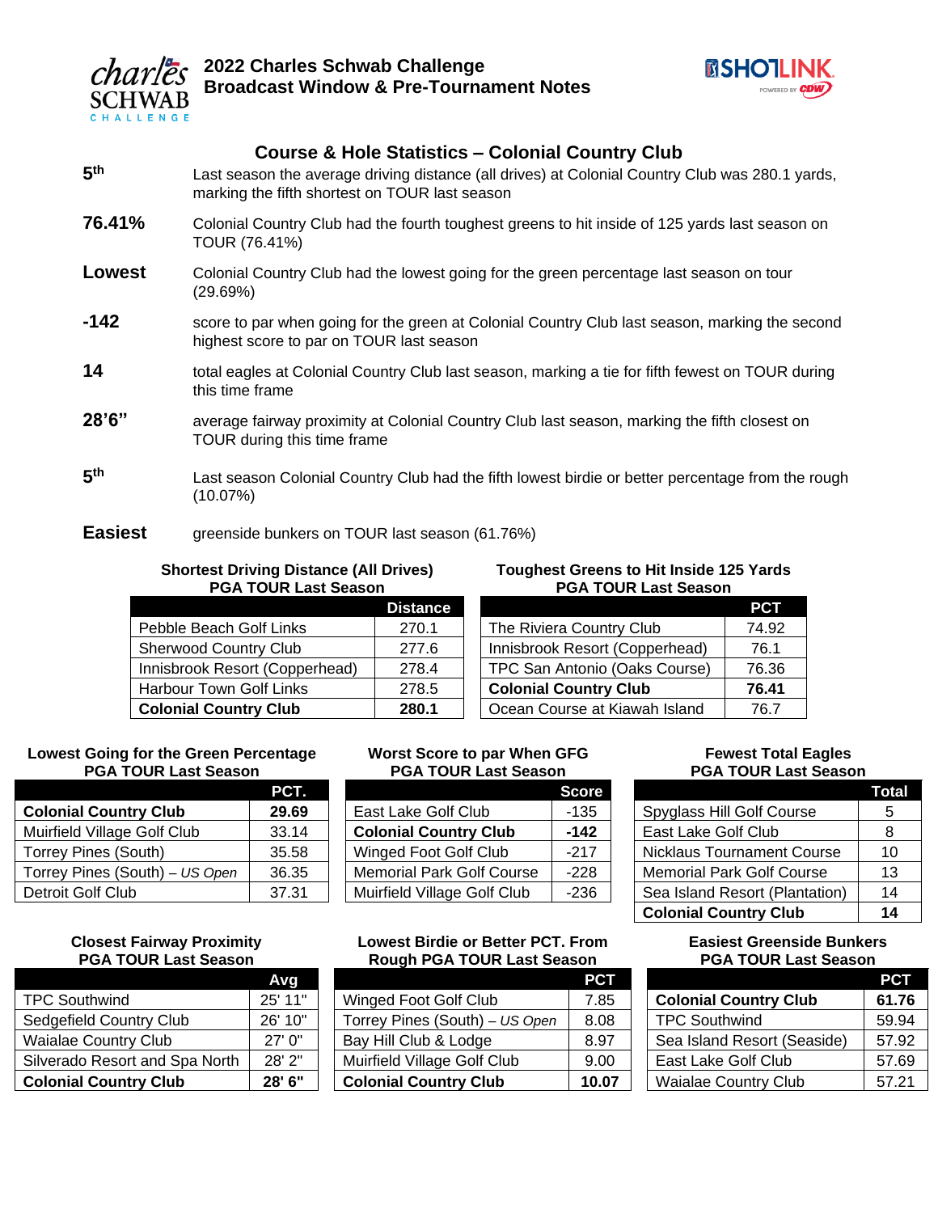# 2022 Charles Schwab Challenge
## Broadcast Window & Pre-Tournament Notes

## Course & Hole Statistics – Colonial Country Club

**5th** Last season the average driving distance (all drives) at Colonial Country Club was 280.1 yards, marking the fifth shortest on TOUR last season

**76.41%** Colonial Country Club had the fourth toughest greens to hit inside of 125 yards last season on TOUR (76.41%)

**Lowest** Colonial Country Club had the lowest going for the green percentage last season on tour (29.69%)

**-142** score to par when going for the green at Colonial Country Club last season, marking the second highest score to par on TOUR last season

**14** total eagles at Colonial Country Club last season, marking a tie for fifth fewest on TOUR during this time frame

**28'6"** average fairway proximity at Colonial Country Club last season, marking the fifth closest on TOUR during this time frame

**5th** Last season Colonial Country Club had the fifth lowest birdie or better percentage from the rough (10.07%)

**Easiest** greenside bunkers on TOUR last season (61.76%)

**Shortest Driving Distance (All Drives) PGA TOUR Last Season**

| | Distance |
|---|---|
| Pebble Beach Golf Links | 270.1 |
| Sherwood Country Club | 277.6 |
| Innisbrook Resort (Copperhead) | 278.4 |
| Harbour Town Golf Links | 278.5 |
| **Colonial Country Club** | **280.1** |

**Toughest Greens to Hit Inside 125 Yards PGA TOUR Last Season**

| | PCT |
|---|---|
| The Riviera Country Club | 74.92 |
| Innisbrook Resort (Copperhead) | 76.1 |
| TPC San Antonio (Oaks Course) | 76.36 |
| **Colonial Country Club** | **76.41** |
| Ocean Course at Kiawah Island | 76.7 |

**Lowest Going for the Green Percentage PGA TOUR Last Season**

| | PCT. |
|---|---|
| **Colonial Country Club** | **29.69** |
| Muirfield Village Golf Club | 33.14 |
| Torrey Pines (South) | 35.58 |
| Torrey Pines (South) – *US Open* | 36.35 |
| Detroit Golf Club | 37.31 |

**Worst Score to par When GFG PGA TOUR Last Season**

| | Score |
|---|---|
| East Lake Golf Club | -135 |
| **Colonial Country Club** | **-142** |
| Winged Foot Golf Club | -217 |
| Memorial Park Golf Course | -228 |
| Muirfield Village Golf Club | -236 |

**Fewest Total Eagles PGA TOUR Last Season**

| | Total |
|---|---|
| Spyglass Hill Golf Course | 5 |
| East Lake Golf Club | 8 |
| Nicklaus Tournament Course | 10 |
| Memorial Park Golf Course | 13 |
| Sea Island Resort (Plantation) | 14 |
| **Colonial Country Club** | **14** |

**Closest Fairway Proximity PGA TOUR Last Season**

| | Avg |
|---|---|
| TPC Southwind | 25' 11" |
| Sedgefield Country Club | 26' 10" |
| Waialae Country Club | 27' 0" |
| Silverado Resort and Spa North | 28' 2" |
| **Colonial Country Club** | **28' 6"** |

**Lowest Birdie or Better PCT. From Rough PGA TOUR Last Season**

| | PCT |
|---|---|
| Winged Foot Golf Club | 7.85 |
| Torrey Pines (South) – *US Open* | 8.08 |
| Bay Hill Club & Lodge | 8.97 |
| Muirfield Village Golf Club | 9.00 |
| **Colonial Country Club** | **10.07** |

**Easiest Greenside Bunkers PGA TOUR Last Season**

| | PCT |
|---|---|
| **Colonial Country Club** | **61.76** |
| TPC Southwind | 59.94 |
| Sea Island Resort (Seaside) | 57.92 |
| East Lake Golf Club | 57.69 |
| Waialae Country Club | 57.21 |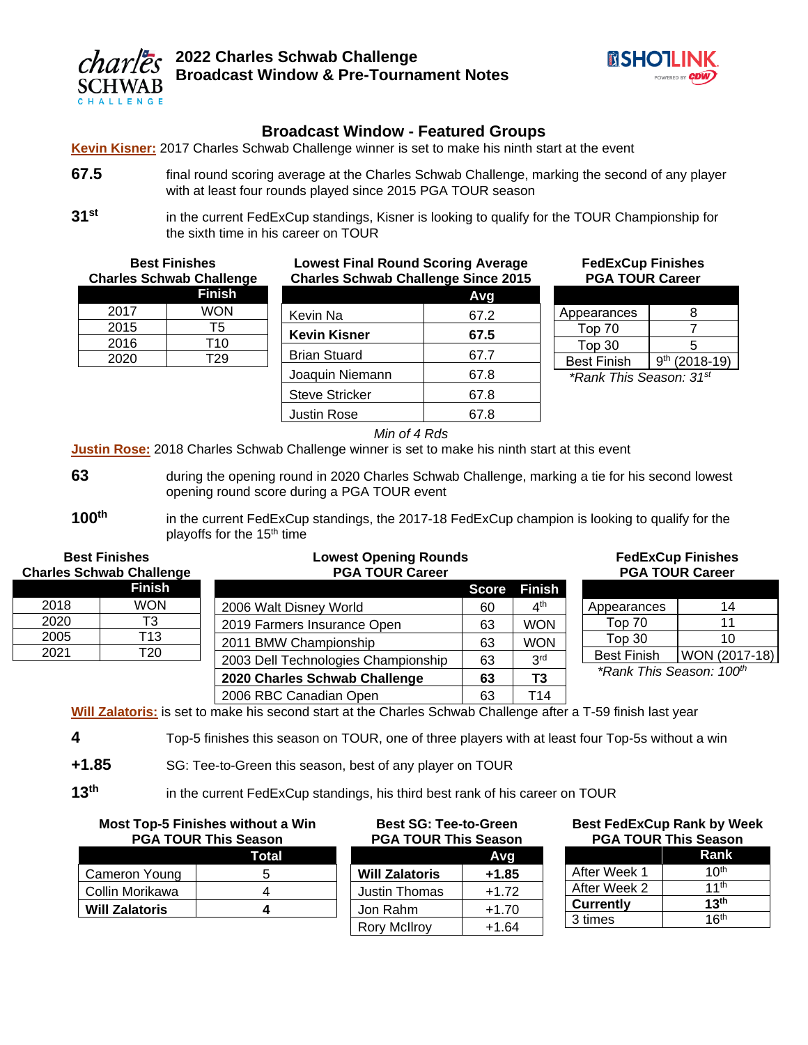# 2022 Charles Schwab Challenge
## Broadcast Window & Pre-Tournament Notes

## Broadcast Window - Featured Groups

**Kevin Kisner:** 2017 Charles Schwab Challenge winner is set to make his ninth start at the event

**67.5** final round scoring average at the Charles Schwab Challenge, marking the second of any player with at least four rounds played since 2015 PGA TOUR season

**31st** in the current FedExCup standings, Kisner is looking to qualify for the TOUR Championship for the sixth time in his career on TOUR

**Best Finishes Charles Schwab Challenge**

| | Finish |
|---|---|
| 2017 | WON |
| 2015 | T5 |
| 2016 | T10 |
| 2020 | T29 |

**Lowest Final Round Scoring Average Charles Schwab Challenge Since 2015**

| | Avg |
|---|---|
| Kevin Na | 67.2 |
| **Kevin Kisner** | **67.5** |
| Brian Stuard | 67.7 |
| Joaquin Niemann | 67.8 |
| Steve Stricker | 67.8 |
| Justin Rose | 67.8 |

*Min of 4 Rds*

**FedExCup Finishes PGA TOUR Career**

| | |
|---|---|
| Appearances | 8 |
| Top 70 | 7 |
| Top 30 | 5 |
| Best Finish | 9th (2018-19) |

*\*Rank This Season: 31st*

**Justin Rose:** 2018 Charles Schwab Challenge winner is set to make his ninth start at this event

**63** during the opening round in 2020 Charles Schwab Challenge, marking a tie for his second lowest opening round score during a PGA TOUR event

**100th** in the current FedExCup standings, the 2017-18 FedExCup champion is looking to qualify for the playoffs for the 15th time

**Best Finishes Charles Schwab Challenge**

| | Finish |
|---|---|
| 2018 | WON |
| 2020 | T3 |
| 2005 | T13 |
| 2021 | T20 |

**Lowest Opening Rounds PGA TOUR Career**

| | Score | Finish |
|---|---|---|
| 2006 Walt Disney World | 60 | 4th |
| 2019 Farmers Insurance Open | 63 | WON |
| 2011 BMW Championship | 63 | WON |
| 2003 Dell Technologies Championship | 63 | 3rd |
| **2020 Charles Schwab Challenge** | **63** | **T3** |
| 2006 RBC Canadian Open | 63 | T14 |

**FedExCup Finishes PGA TOUR Career**

| | |
|---|---|
| Appearances | 14 |
| Top 70 | 11 |
| Top 30 | 10 |
| Best Finish | WON (2017-18) |

*\*Rank This Season: 100th*

**Will Zalatoris:** is set to make his second start at the Charles Schwab Challenge after a T-59 finish last year

**4** Top-5 finishes this season on TOUR, one of three players with at least four Top-5s without a win

**+1.85** SG: Tee-to-Green this season, best of any player on TOUR

**13th** in the current FedExCup standings, his third best rank of his career on TOUR

**Most Top-5 Finishes without a Win PGA TOUR This Season**

| | Total |
|---|---|
| Cameron Young | 5 |
| Collin Morikawa | 4 |
| **Will Zalatoris** | **4** |

**Best SG: Tee-to-Green PGA TOUR This Season**

| | Avg |
|---|---|
| **Will Zalatoris** | **+1.85** |
| Justin Thomas | +1.72 |
| Jon Rahm | +1.70 |
| Rory McIlroy | +1.64 |

**Best FedExCup Rank by Week PGA TOUR This Season**

| | Rank |
|---|---|
| After Week 1 | 10th |
| After Week 2 | 11th |
| **Currently** | **13th** |
| 3 times | 16th |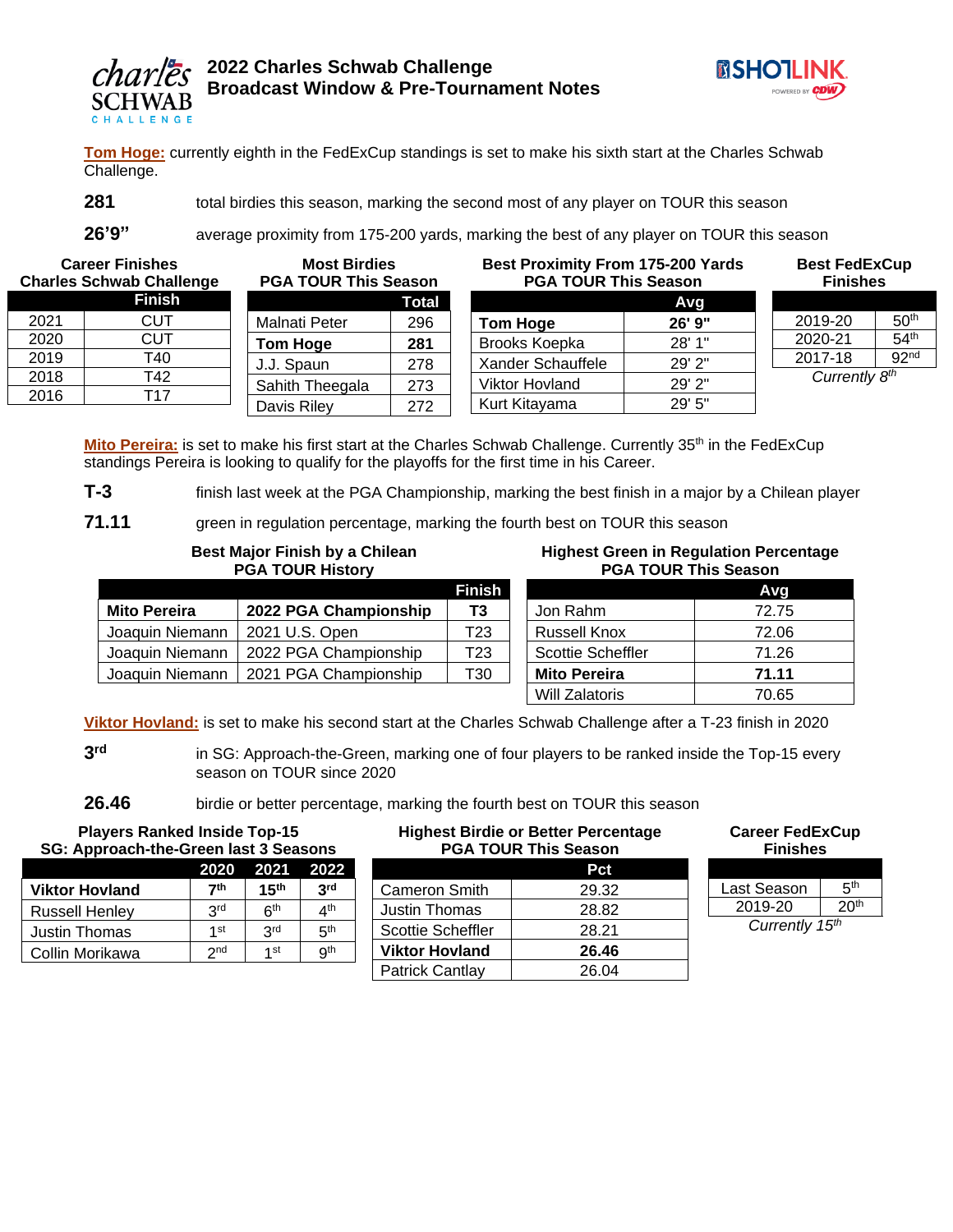# 2022 Charles Schwab Challenge
## Broadcast Window & Pre-Tournament Notes

**Tom Hoge:** currently eighth in the FedExCup standings is set to make his sixth start at the Charles Schwab Challenge.

**281** total birdies this season, marking the second most of any player on TOUR this season

**26'9"** average proximity from 175-200 yards, marking the best of any player on TOUR this season

**Career Finishes Charles Schwab Challenge**

| | Finish |
|---|---|
| 2021 | CUT |
| 2020 | CUT |
| 2019 | T40 |
| 2018 | T42 |
| 2016 | T17 |

**Most Birdies PGA TOUR This Season**

| | Total |
|---|---|
| Malnati Peter | 296 |
| **Tom Hoge** | **281** |
| J.J. Spaun | 278 |
| Sahith Theegala | 273 |
| Davis Riley | 272 |

**Best Proximity From 175-200 Yards PGA TOUR This Season**

| | Avg |
|---|---|
| **Tom Hoge** | **26' 9"** |
| Brooks Koepka | 28' 1" |
| Xander Schauffele | 29' 2" |
| Viktor Hovland | 29' 2" |
| Kurt Kitayama | 29' 5" |

**Best FedExCup Finishes**

| | |
|---|---|
| 2019-20 | 50th |
| 2020-21 | 54th |
| 2017-18 | 92nd |

*Currently 8th*

**Mito Pereira:** is set to make his first start at the Charles Schwab Challenge. Currently 35th in the FedExCup standings Pereira is looking to qualify for the playoffs for the first time in his Career.

**T-3** finish last week at the PGA Championship, marking the best finish in a major by a Chilean player

**71.11** green in regulation percentage, marking the fourth best on TOUR this season

**Best Major Finish by a Chilean PGA TOUR History**

| | | Finish |
|---|---|---|
| **Mito Pereira** | **2022 PGA Championship** | **T3** |
| Joaquin Niemann | 2021 U.S. Open | T23 |
| Joaquin Niemann | 2022 PGA Championship | T23 |
| Joaquin Niemann | 2021 PGA Championship | T30 |

**Highest Green in Regulation Percentage PGA TOUR This Season**

| | Avg |
|---|---|
| Jon Rahm | 72.75 |
| Russell Knox | 72.06 |
| Scottie Scheffler | 71.26 |
| **Mito Pereira** | **71.11** |
| Will Zalatoris | 70.65 |

**Viktor Hovland:** is set to make his second start at the Charles Schwab Challenge after a T-23 finish in 2020

**3rd** in SG: Approach-the-Green, marking one of four players to be ranked inside the Top-15 every season on TOUR since 2020

**26.46** birdie or better percentage, marking the fourth best on TOUR this season

**Players Ranked Inside Top-15 SG: Approach-the-Green last 3 Seasons**

| | 2020 | 2021 | 2022 |
|---|---|---|---|
| **Viktor Hovland** | **7th** | **15th** | **3rd** |
| Russell Henley | 3rd | 6th | 4th |
| Justin Thomas | 1st | 3rd | 5th |
| Collin Morikawa | 2nd | 1st | 9th |

**Highest Birdie or Better Percentage PGA TOUR This Season**

| | Pct |
|---|---|
| Cameron Smith | 29.32 |
| Justin Thomas | 28.82 |
| Scottie Scheffler | 28.21 |
| **Viktor Hovland** | **26.46** |
| Patrick Cantlay | 26.04 |

**Career FedExCup Finishes**

| | |
|---|---|
| Last Season | 5th |
| 2019-20 | 20th |

*Currently 15th*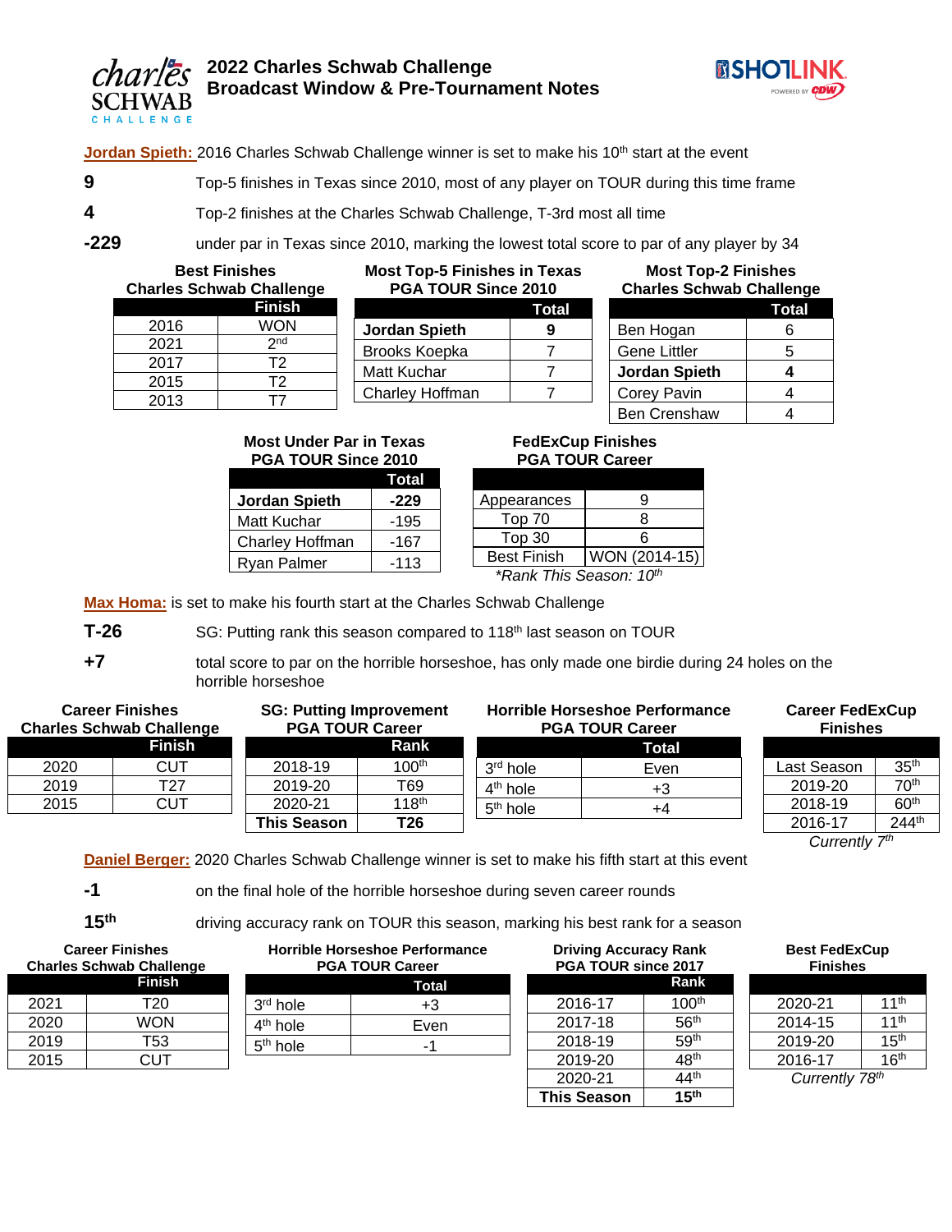# 2022 Charles Schwab Challenge
## Broadcast Window & Pre-Tournament Notes

**Jordan Spieth:** 2016 Charles Schwab Challenge winner is set to make his 10th start at the event

**9** — Top-5 finishes in Texas since 2010, most of any player on TOUR during this time frame

**4** — Top-2 finishes at the Charles Schwab Challenge, T-3rd most all time

**-229** — under par in Texas since 2010, marking the lowest total score to par of any player by 34

**Best Finishes Charles Schwab Challenge**

| | Finish |
|---|---|
| 2016 | WON |
| 2021 | 2nd |
| 2017 | T2 |
| 2015 | T2 |
| 2013 | T7 |

**Most Top-5 Finishes in Texas PGA TOUR Since 2010**

| | Total |
|---|---|
| **Jordan Spieth** | **9** |
| Brooks Koepka | 7 |
| Matt Kuchar | 7 |
| Charley Hoffman | 7 |

**Most Top-2 Finishes Charles Schwab Challenge**

| | Total |
|---|---|
| Ben Hogan | 6 |
| Gene Littler | 5 |
| **Jordan Spieth** | **4** |
| Corey Pavin | 4 |
| Ben Crenshaw | 4 |

**Most Under Par in Texas PGA TOUR Since 2010**

| | Total |
|---|---|
| **Jordan Spieth** | **-229** |
| Matt Kuchar | -195 |
| Charley Hoffman | -167 |
| Ryan Palmer | -113 |

**FedExCup Finishes PGA TOUR Career**

| | |
|---|---|
| Appearances | 9 |
| Top 70 | 8 |
| Top 30 | 6 |
| Best Finish | WON (2014-15) |

*\*Rank This Season: 10th*

**Max Homa:** is set to make his fourth start at the Charles Schwab Challenge

**T-26** — SG: Putting rank this season compared to 118th last season on TOUR

**+7** — total score to par on the horrible horseshoe, has only made one birdie during 24 holes on the horrible horseshoe

**Career Finishes Charles Schwab Challenge**

| | Finish |
|---|---|
| 2020 | CUT |
| 2019 | T27 |
| 2015 | CUT |

**SG: Putting Improvement PGA TOUR Career**

| | Rank |
|---|---|
| 2018-19 | 100th |
| 2019-20 | T69 |
| 2020-21 | 118th |
| **This Season** | **T26** |

**Horrible Horseshoe Performance PGA TOUR Career**

| | Total |
|---|---|
| 3rd hole | Even |
| 4th hole | +3 |
| 5th hole | +4 |

**Career FedExCup Finishes**

| | |
|---|---|
| Last Season | 35th |
| 2019-20 | 70th |
| 2018-19 | 60th |
| 2016-17 | 244th |

*Currently 7th*

**Daniel Berger:** 2020 Charles Schwab Challenge winner is set to make his fifth start at this event

**-1** — on the final hole of the horrible horseshoe during seven career rounds

**15th** — driving accuracy rank on TOUR this season, marking his best rank for a season

**Career Finishes Charles Schwab Challenge**

| | Finish |
|---|---|
| 2021 | T20 |
| 2020 | WON |
| 2019 | T53 |
| 2015 | CUT |

**Horrible Horseshoe Performance PGA TOUR Career**

| | Total |
|---|---|
| 3rd hole | +3 |
| 4th hole | Even |
| 5th hole | -1 |

**Driving Accuracy Rank PGA TOUR since 2017**

| | Rank |
|---|---|
| 2016-17 | 100th |
| 2017-18 | 56th |
| 2018-19 | 59th |
| 2019-20 | 48th |
| 2020-21 | 44th |
| **This Season** | **15th** |

**Best FedExCup Finishes**

| | |
|---|---|
| 2020-21 | 11th |
| 2014-15 | 11th |
| 2019-20 | 15th |
| 2016-17 | 16th |

*Currently 78th*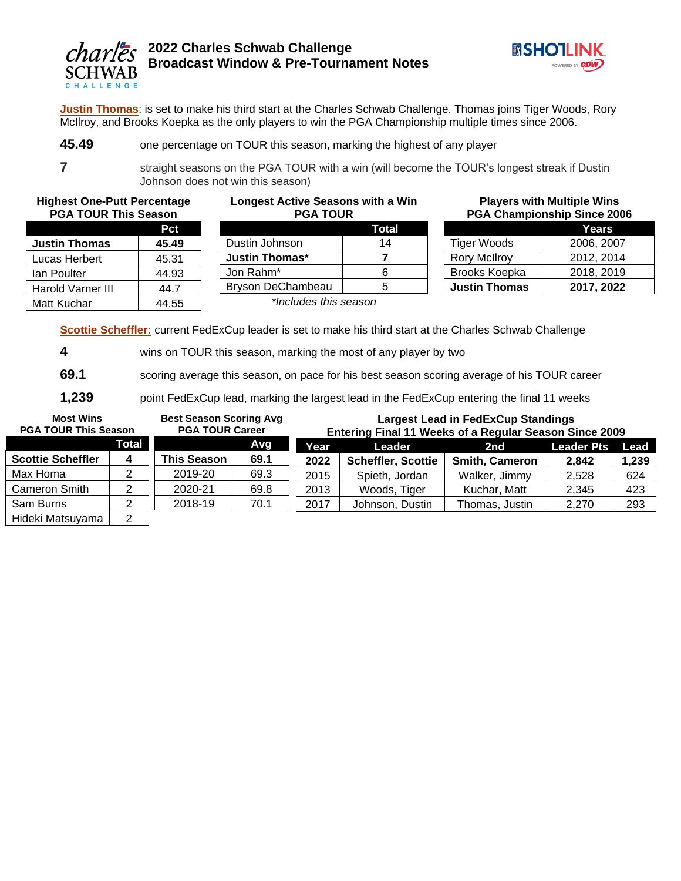# 2022 Charles Schwab Challenge
## Broadcast Window & Pre-Tournament Notes

**Justin Thomas**: is set to make his third start at the Charles Schwab Challenge. Thomas joins Tiger Woods, Rory McIlroy, and Brooks Koepka as the only players to win the PGA Championship multiple times since 2006.

**45.49** one percentage on TOUR this season, marking the highest of any player

**7** straight seasons on the PGA TOUR with a win (will become the TOUR's longest streak if Dustin Johnson does not win this season)

**Highest One-Putt Percentage PGA TOUR This Season**

| | Pct |
|---|---|
| **Justin Thomas** | **45.49** |
| Lucas Herbert | 45.31 |
| Ian Poulter | 44.93 |
| Harold Varner III | 44.7 |
| Matt Kuchar | 44.55 |

**Longest Active Seasons with a Win PGA TOUR**

| | Total |
|---|---|
| Dustin Johnson | 14 |
| **Justin Thomas*** | **7** |
| Jon Rahm* | 6 |
| Bryson DeChambeau | 5 |

*Includes this season*

**Players with Multiple Wins PGA Championship Since 2006**

| | Years |
|---|---|
| Tiger Woods | 2006, 2007 |
| Rory McIlroy | 2012, 2014 |
| Brooks Koepka | 2018, 2019 |
| **Justin Thomas** | **2017, 2022** |

**Scottie Scheffler:** current FedExCup leader is set to make his third start at the Charles Schwab Challenge

**4** wins on TOUR this season, marking the most of any player by two

**69.1** scoring average this season, on pace for his best season scoring average of his TOUR career

**1,239** point FedExCup lead, marking the largest lead in the FedExCup entering the final 11 weeks

**Most Wins PGA TOUR This Season**

| | Total |
|---|---|
| **Scottie Scheffler** | **4** |
| Max Homa | 2 |
| Cameron Smith | 2 |
| Sam Burns | 2 |
| Hideki Matsuyama | 2 |

**Best Season Scoring Avg PGA TOUR Career**

| | Avg |
|---|---|
| **This Season** | **69.1** |
| 2019-20 | 69.3 |
| 2020-21 | 69.8 |
| 2018-19 | 70.1 |

**Largest Lead in FedExCup Standings Entering Final 11 Weeks of a Regular Season Since 2009**

| Year | Leader | 2nd | Leader Pts | Lead |
|---|---|---|---|---|
| **2022** | **Scheffler, Scottie** | **Smith, Cameron** | **2,842** | **1,239** |
| 2015 | Spieth, Jordan | Walker, Jimmy | 2,528 | 624 |
| 2013 | Woods, Tiger | Kuchar, Matt | 2,345 | 423 |
| 2017 | Johnson, Dustin | Thomas, Justin | 2,270 | 293 |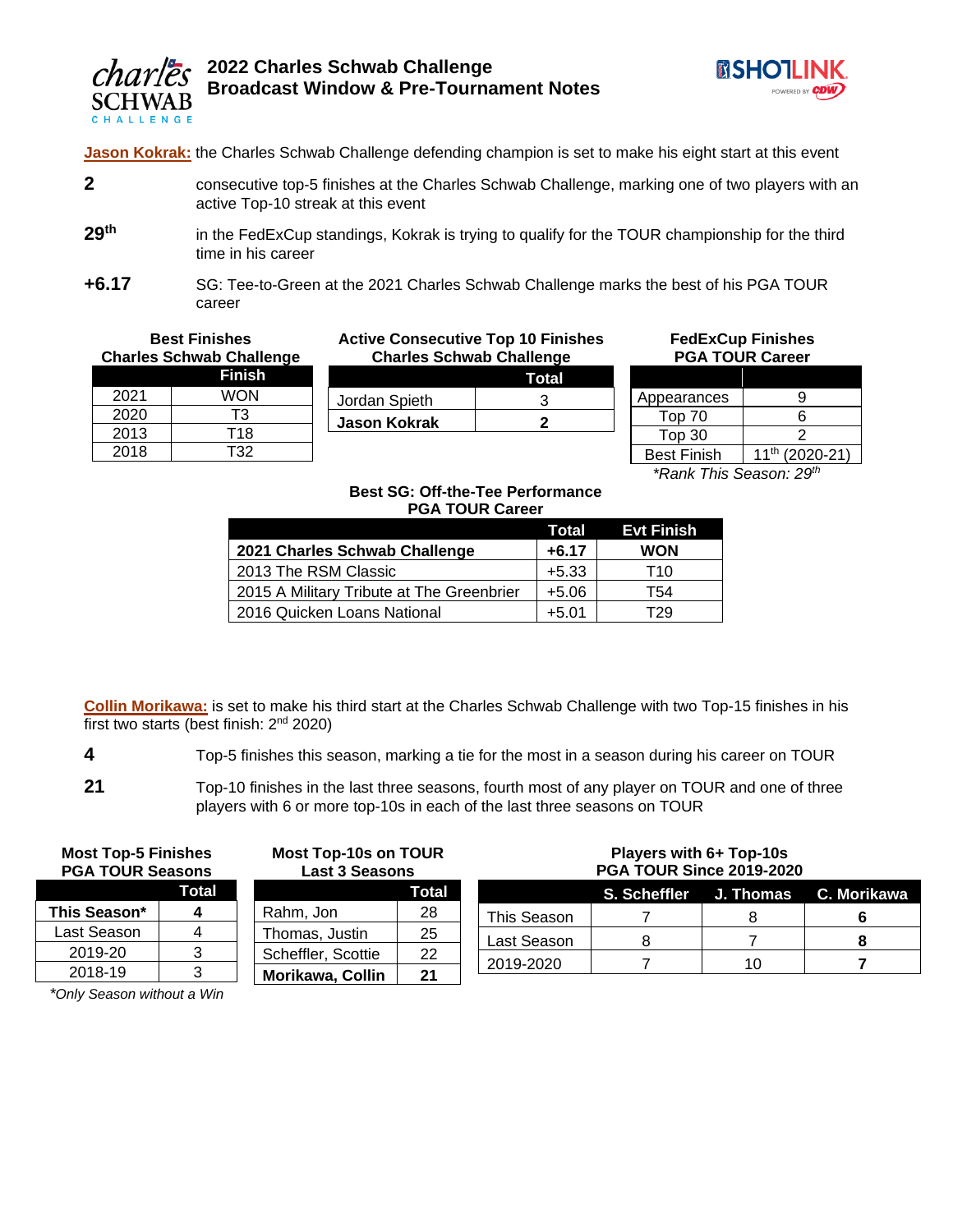# 2022 Charles Schwab Challenge
## Broadcast Window & Pre-Tournament Notes

**Jason Kokrak:** the Charles Schwab Challenge defending champion is set to make his eight start at this event

**2** consecutive top-5 finishes at the Charles Schwab Challenge, marking one of two players with an active Top-10 streak at this event

**29th** in the FedExCup standings, Kokrak is trying to qualify for the TOUR championship for the third time in his career

**+6.17** SG: Tee-to-Green at the 2021 Charles Schwab Challenge marks the best of his PGA TOUR career

**Best Finishes Charles Schwab Challenge**

| | Finish |
|---|---|
| 2021 | WON |
| 2020 | T3 |
| 2013 | T18 |
| 2018 | T32 |

**Active Consecutive Top 10 Finishes Charles Schwab Challenge**

| | Total |
|---|---|
| Jordan Spieth | 3 |
| **Jason Kokrak** | **2** |

**FedExCup Finishes PGA TOUR Career**

| | |
|---|---|
| Appearances | 9 |
| Top 70 | 6 |
| Top 30 | 2 |
| Best Finish | 11th (2020-21) |

*\*Rank This Season: 29th*

**Best SG: Off-the-Tee Performance PGA TOUR Career**

| | Total | Evt Finish |
|---|---|---|
| **2021 Charles Schwab Challenge** | **+6.17** | **WON** |
| 2013 The RSM Classic | +5.33 | T10 |
| 2015 A Military Tribute at The Greenbrier | +5.06 | T54 |
| 2016 Quicken Loans National | +5.01 | T29 |

**Collin Morikawa:** is set to make his third start at the Charles Schwab Challenge with two Top-15 finishes in his first two starts (best finish: 2nd 2020)

**4** Top-5 finishes this season, marking a tie for the most in a season during his career on TOUR

**21** Top-10 finishes in the last three seasons, fourth most of any player on TOUR and one of three players with 6 or more top-10s in each of the last three seasons on TOUR

**Most Top-5 Finishes PGA TOUR Seasons**

| | Total |
|---|---|
| **This Season*** | **4** |
| Last Season | 4 |
| 2019-20 | 3 |
| 2018-19 | 3 |

*\*Only Season without a Win*

**Most Top-10s on TOUR Last 3 Seasons**

| | Total |
|---|---|
| Rahm, Jon | 28 |
| Thomas, Justin | 25 |
| Scheffler, Scottie | 22 |
| **Morikawa, Collin** | **21** |

**Players with 6+ Top-10s PGA TOUR Since 2019-2020**

| | S. Scheffler | J. Thomas | C. Morikawa |
|---|---|---|---|
| This Season | 7 | 8 | **6** |
| Last Season | 8 | 7 | **8** |
| 2019-2020 | 7 | 10 | **7** |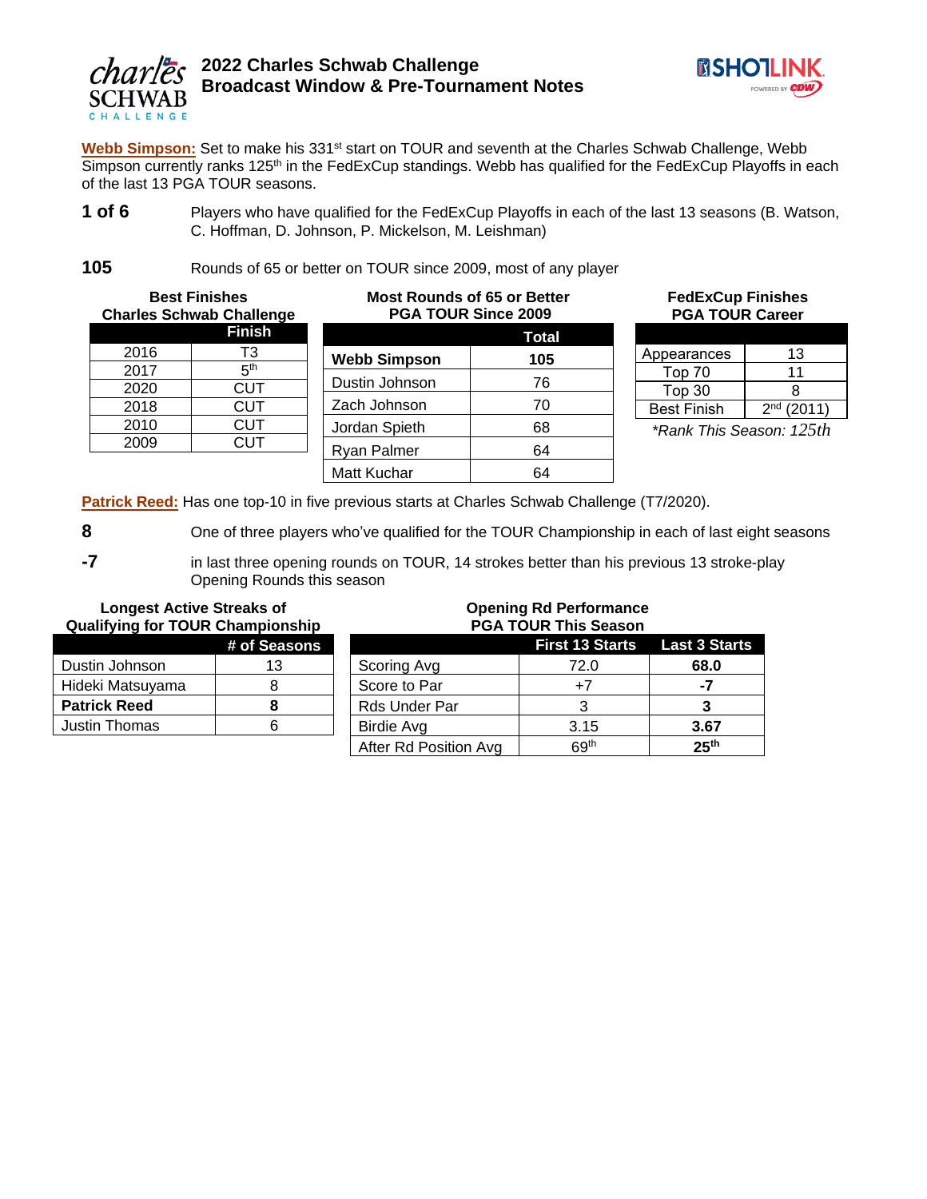# 2022 Charles Schwab Challenge
## Broadcast Window & Pre-Tournament Notes

**Webb Simpson:** Set to make his 331st start on TOUR and seventh at the Charles Schwab Challenge, Webb Simpson currently ranks 125th in the FedExCup standings. Webb has qualified for the FedExCup Playoffs in each of the last 13 PGA TOUR seasons.

**1 of 6** Players who have qualified for the FedExCup Playoffs in each of the last 13 seasons (B. Watson, C. Hoffman, D. Johnson, P. Mickelson, M. Leishman)

**105** Rounds of 65 or better on TOUR since 2009, most of any player

**Best Finishes Charles Schwab Challenge**

| | Finish |
|---|---|
| 2016 | T3 |
| 2017 | 5th |
| 2020 | CUT |
| 2018 | CUT |
| 2010 | CUT |
| 2009 | CUT |

**Most Rounds of 65 or Better PGA TOUR Since 2009**

| | Total |
|---|---|
| **Webb Simpson** | **105** |
| Dustin Johnson | 76 |
| Zach Johnson | 70 |
| Jordan Spieth | 68 |
| Ryan Palmer | 64 |
| Matt Kuchar | 64 |

**FedExCup Finishes PGA TOUR Career**

| | |
|---|---|
| Appearances | 13 |
| Top 70 | 11 |
| Top 30 | 8 |
| Best Finish | 2nd (2011) |

*\*Rank This Season: 125th*

**Patrick Reed:** Has one top-10 in five previous starts at Charles Schwab Challenge (T7/2020).

**8** One of three players who've qualified for the TOUR Championship in each of last eight seasons

**-7** in last three opening rounds on TOUR, 14 strokes better than his previous 13 stroke-play Opening Rounds this season

**Longest Active Streaks of Qualifying for TOUR Championship**

| | # of Seasons |
|---|---|
| Dustin Johnson | 13 |
| Hideki Matsuyama | 8 |
| **Patrick Reed** | **8** |
| Justin Thomas | 6 |

**Opening Rd Performance PGA TOUR This Season**

| | First 13 Starts | Last 3 Starts |
|---|---|---|
| Scoring Avg | 72.0 | **68.0** |
| Score to Par | +7 | **-7** |
| Rds Under Par | 3 | **3** |
| Birdie Avg | 3.15 | **3.67** |
| After Rd Position Avg | 69th | **25th** |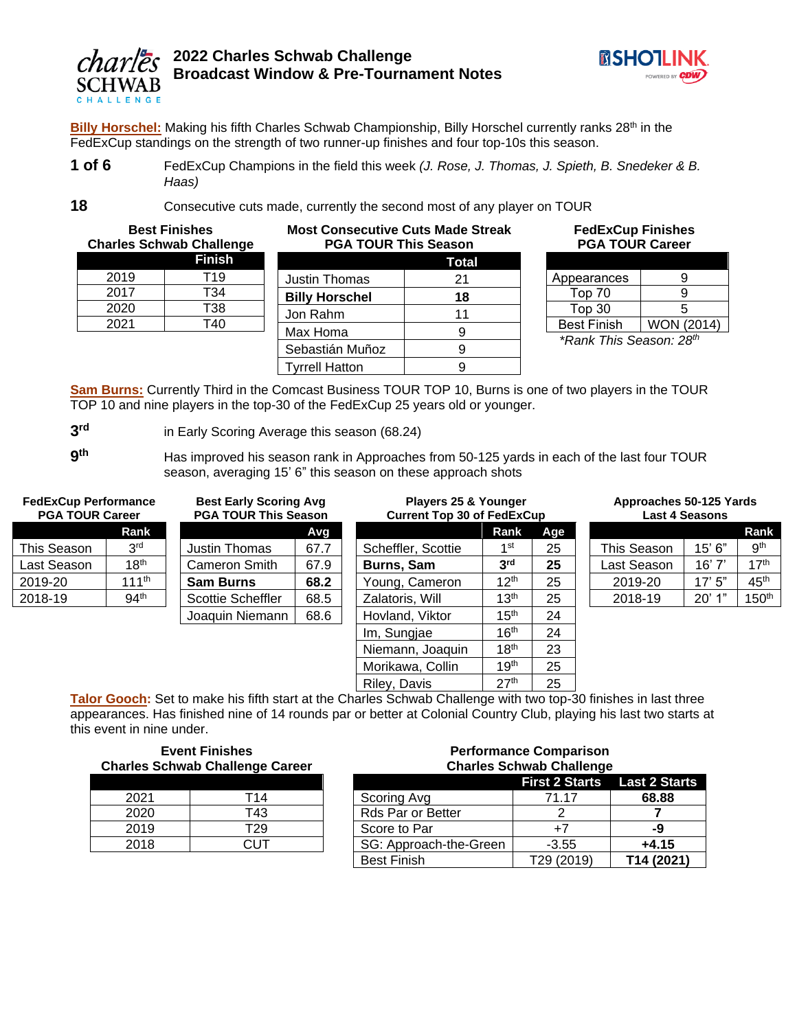# 2022 Charles Schwab Challenge
## Broadcast Window & Pre-Tournament Notes

**Billy Horschel:** Making his fifth Charles Schwab Championship, Billy Horschel currently ranks 28th in the FedExCup standings on the strength of two runner-up finishes and four top-10s this season.

**1 of 6** FedExCup Champions in the field this week *(J. Rose, J. Thomas, J. Spieth, B. Snedeker & B. Haas)*

**18** Consecutive cuts made, currently the second most of any player on TOUR

**Best Finishes Charles Schwab Challenge**

| | Finish |
|---|---|
| 2019 | T19 |
| 2017 | T34 |
| 2020 | T38 |
| 2021 | T40 |

**Most Consecutive Cuts Made Streak PGA TOUR This Season**

| | Total |
|---|---|
| Justin Thomas | 21 |
| **Billy Horschel** | **18** |
| Jon Rahm | 11 |
| Max Homa | 9 |
| Sebastián Muñoz | 9 |
| Tyrrell Hatton | 9 |

**FedExCup Finishes PGA TOUR Career**

| | |
|---|---|
| Appearances | 9 |
| Top 70 | 9 |
| Top 30 | 5 |
| Best Finish | WON (2014) |

*\*Rank This Season: 28th*

**Sam Burns:** Currently Third in the Comcast Business TOUR TOP 10, Burns is one of two players in the TOUR TOP 10 and nine players in the top-30 of the FedExCup 25 years old or younger.

**3rd** in Early Scoring Average this season (68.24)

**9th** Has improved his season rank in Approaches from 50-125 yards in each of the last four TOUR season, averaging 15' 6" this season on these approach shots

**FedExCup Performance PGA TOUR Career**

| | Rank |
|---|---|
| This Season | 3rd |
| Last Season | 18th |
| 2019-20 | 111th |
| 2018-19 | 94th |

**Best Early Scoring Avg PGA TOUR This Season**

| | Avg |
|---|---|
| Justin Thomas | 67.7 |
| Cameron Smith | 67.9 |
| **Sam Burns** | **68.2** |
| Scottie Scheffler | 68.5 |
| Joaquin Niemann | 68.6 |

**Players 25 & Younger Current Top 30 of FedExCup**

| | Rank | Age |
|---|---|---|
| Scheffler, Scottie | 1st | 25 |
| **Burns, Sam** | **3rd** | **25** |
| Young, Cameron | 12th | 25 |
| Zalatoris, Will | 13th | 25 |
| Hovland, Viktor | 15th | 24 |
| Im, Sungjae | 16th | 24 |
| Niemann, Joaquin | 18th | 23 |
| Morikawa, Collin | 19th | 25 |
| Riley, Davis | 27th | 25 |

**Approaches 50-125 Yards Last 4 Seasons**

| | | Rank |
|---|---|---|
| This Season | 15' 6" | 9th |
| Last Season | 16' 7' | 17th |
| 2019-20 | 17' 5" | 45th |
| 2018-19 | 20' 1" | 150th |

**Talor Gooch:** Set to make his fifth start at the Charles Schwab Challenge with two top-30 finishes in last three appearances. Has finished nine of 14 rounds par or better at Colonial Country Club, playing his last two starts at this event in nine under.

**Event Finishes Charles Schwab Challenge Career**

| | |
|---|---|
| 2021 | T14 |
| 2020 | T43 |
| 2019 | T29 |
| 2018 | CUT |

**Performance Comparison Charles Schwab Challenge**

| | First 2 Starts | Last 2 Starts |
|---|---|---|
| Scoring Avg | 71.17 | **68.88** |
| Rds Par or Better | 2 | **7** |
| Score to Par | +7 | **-9** |
| SG: Approach-the-Green | -3.55 | **+4.15** |
| Best Finish | T29 (2019) | **T14 (2021)** |